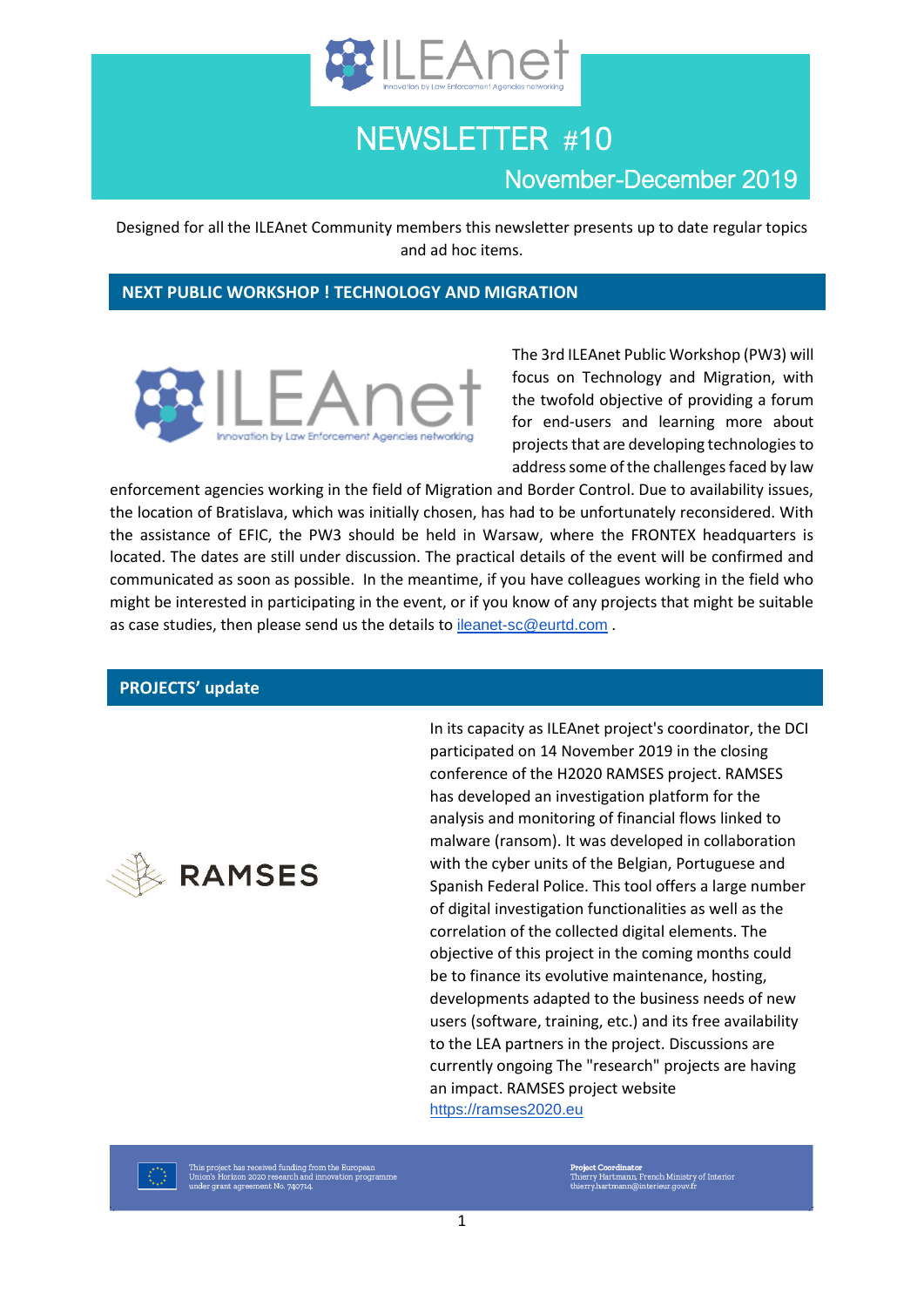# NEWSLETTER #10

## November-December 2019

Designed for all the ILEAnet Community members this newsletter presents up to date regular topics and ad hoc items.

## NEXT PUBLIC WORKSHOP ! TECHNOLOGY AND MIGRATION

The 3rd ILEAnet Public Workshop (PW3) will focus on Technology and Migration, with the twofold objective of providing a forum for end-users and learning more about projects that are developing technologies to address some of the challenges faced by law enforcement agencies working in the field of Migration and Border Control. Due to availability issues, the location of Bratislava, which was initially chosen, has had to be unfortunately reconsidered. With the assistance of EFIC, the PW3 should be held in Warsaw, where the FRONTEX headquarters is located. The dates are still under discussion. The practical details of the event will be confirmed and communicated as soon as possible. In the meantime, if you have colleagues working in the field who might be interested in participating in the event, or if you know of any projects that might be suitable as case studies, then please send us the details to ileanet-sc@eurtd.com .

## PROJECTS' update

In its capacity as ILEAnet project's coordinator, the DCI participated on 14 November 2019 in the closing conference of the H2020 RAMSES project. RAMSES has developed an investigation platform for the analysis and monitoring of financial flows linked to malware (ransom). It was developed in collaboration with the cyber units of the Belgian, Portuguese and Spanish Federal Police. This tool offers a large number of digital investigation functionalities as well as the correlation of the collected digital elements. The objective of this project in the coming months could be to finance its evolutive maintenance, hosting, developments adapted to the business needs of new users (software, training, etc.) and its free availability to the LEA partners in the project. Discussions are currently ongoing The "research" projects are having an impact. RAMSES project website https://ramses2020.eu

This project has received funding from the European Union's Horizon 2020 research and innovation programme under grant agreement No. 740714.

**Project Coordinator**
Thierry Hartmann, French Ministry of Interior
thierry.hartmann@interieur.gouv.fr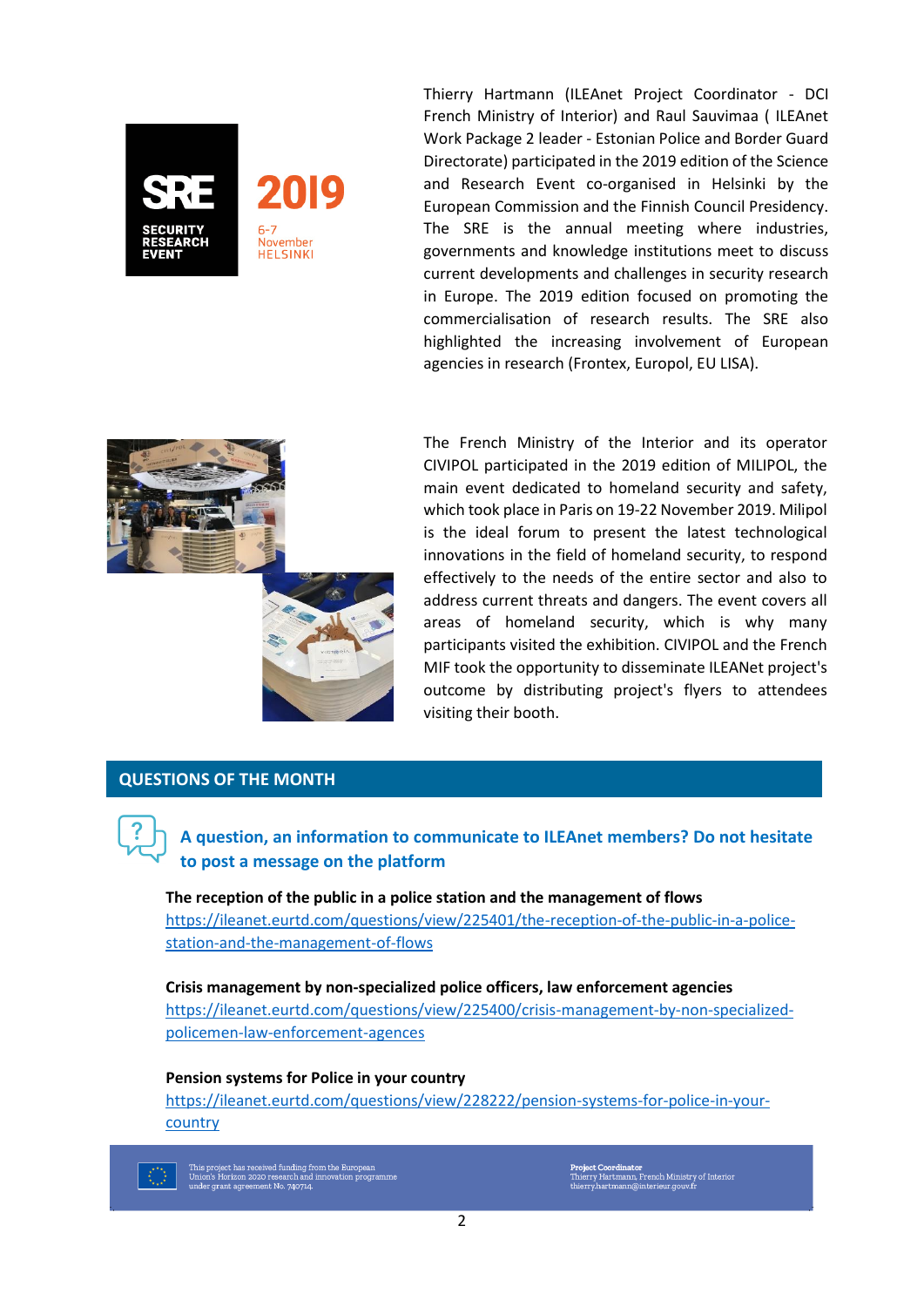Thierry Hartmann (ILEAnet Project Coordinator - DCI French Ministry of Interior) and Raul Sauvimaa ( ILEAnet Work Package 2 leader - Estonian Police and Border Guard Directorate) participated in the 2019 edition of the Science and Research Event co-organised in Helsinki by the European Commission and the Finnish Council Presidency. The SRE is the annual meeting where industries, governments and knowledge institutions meet to discuss current developments and challenges in security research in Europe. The 2019 edition focused on promoting the commercialisation of research results. The SRE also highlighted the increasing involvement of European agencies in research (Frontex, Europol, EU LISA).

The French Ministry of the Interior and its operator CIVIPOL participated in the 2019 edition of MILIPOL, the main event dedicated to homeland security and safety, which took place in Paris on 19-22 November 2019. Milipol is the ideal forum to present the latest technological innovations in the field of homeland security, to respond effectively to the needs of the entire sector and also to address current threats and dangers. The event covers all areas of homeland security, which is why many participants visited the exhibition. CIVIPOL and the French MIF took the opportunity to disseminate ILEANet project's outcome by distributing project's flyers to attendees visiting their booth.

## QUESTIONS OF THE MONTH

### A question, an information to communicate to ILEAnet members? Do not hesitate to post a message on the platform

**The reception of the public in a police station and the management of flows**
https://ileanet.eurtd.com/questions/view/225401/the-reception-of-the-public-in-a-police-station-and-the-management-of-flows

**Crisis management by non-specialized police officers, law enforcement agencies**
https://ileanet.eurtd.com/questions/view/225400/crisis-management-by-non-specialized-policemen-law-enforcement-agences

**Pension systems for Police in your country**
https://ileanet.eurtd.com/questions/view/228222/pension-systems-for-police-in-your-country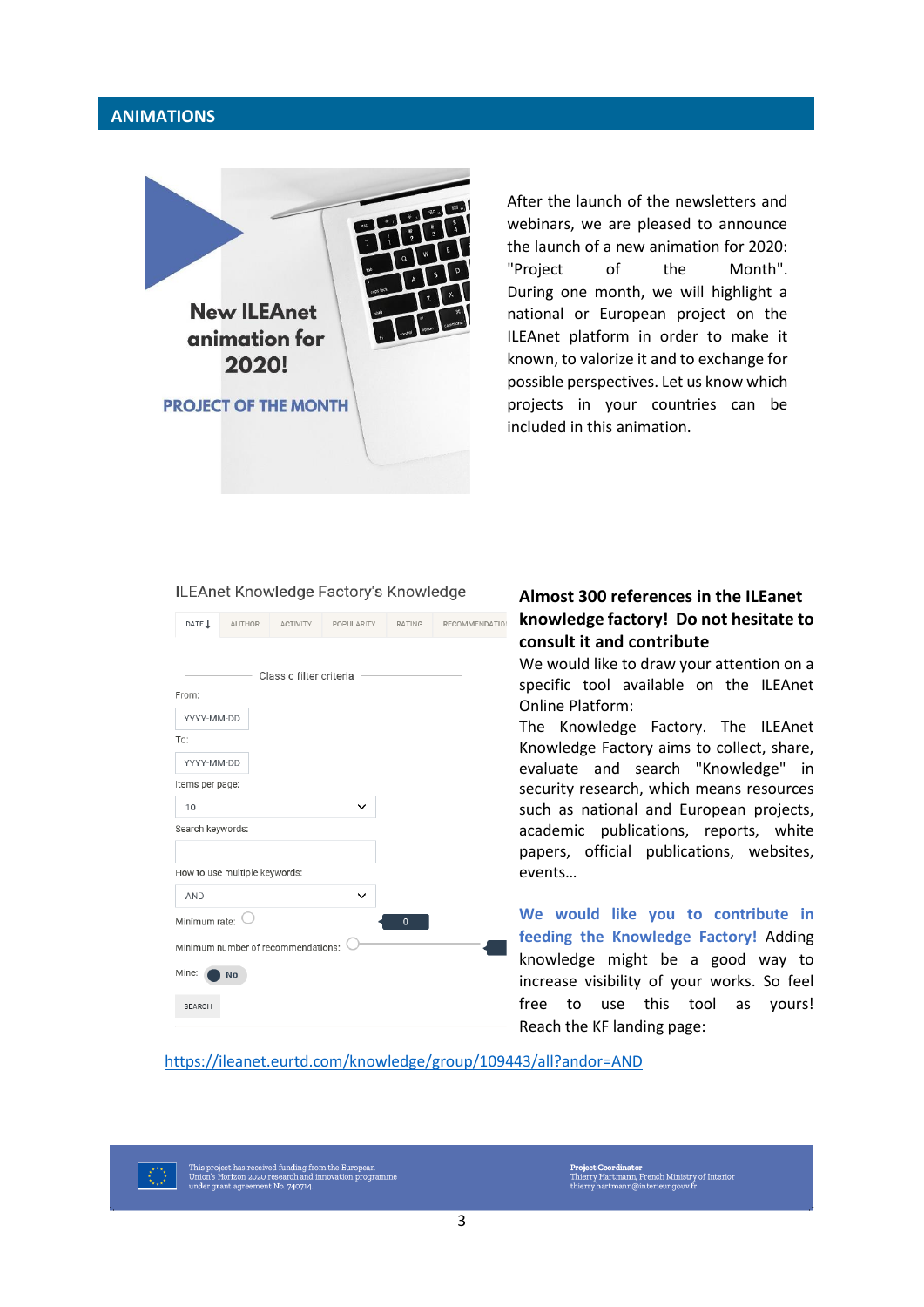## ANIMATIONS

New ILEAnet animation for 2020!

PROJECT OF THE MONTH

After the launch of the newsletters and webinars, we are pleased to announce the launch of a new animation for 2020: "Project of the Month". During one month, we will highlight a national or European project on the ILEAnet platform in order to make it known, to valorize it and to exchange for possible perspectives. Let us know which projects in your countries can be included in this animation.

ILEAnet Knowledge Factory's Knowledge

**Almost 300 references in the ILEanet knowledge factory! Do not hesitate to consult it and contribute**

We would like to draw your attention on a specific tool available on the ILEAnet Online Platform:

The Knowledge Factory. The ILEAnet Knowledge Factory aims to collect, share, evaluate and search "Knowledge" in security research, which means resources such as national and European projects, academic publications, reports, white papers, official publications, websites, events…

**We would like you to contribute in feeding the Knowledge Factory!** Adding knowledge might be a good way to increase visibility of your works. So feel free to use this tool as yours! Reach the KF landing page:

https://ileanet.eurtd.com/knowledge/group/109443/all?andor=AND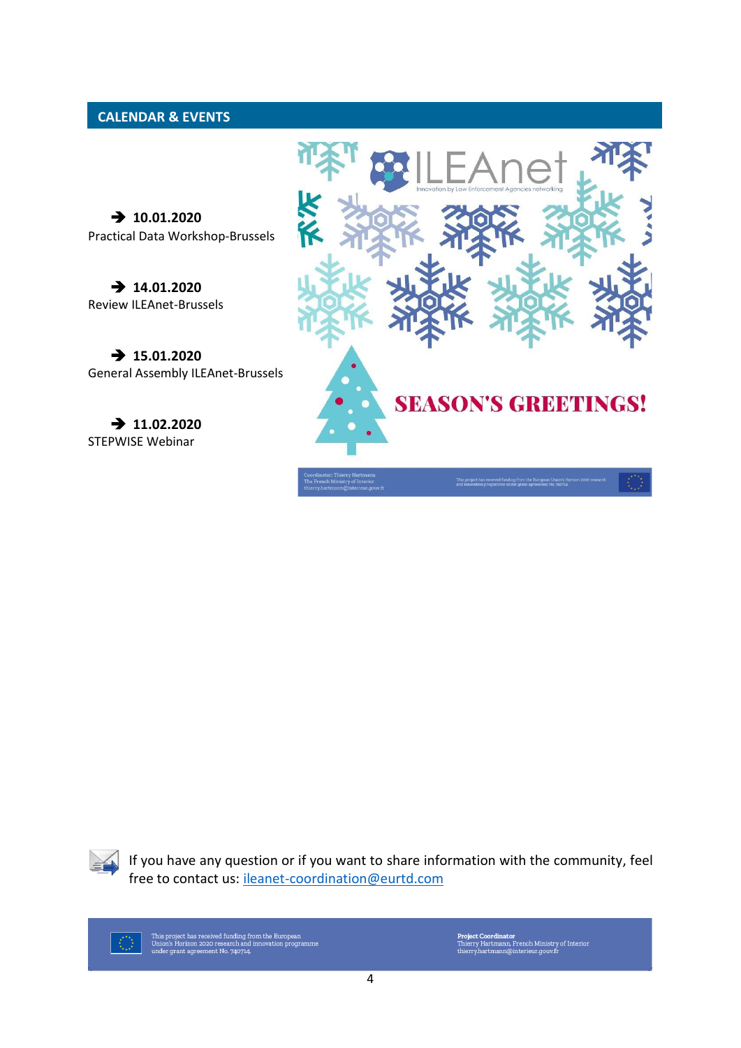## CALENDAR & EVENTS

➔ **10.01.2020**
Practical Data Workshop-Brussels

➔ **14.01.2020**
Review ILEAnet-Brussels

➔ **15.01.2020**
General Assembly ILEAnet-Brussels

➔ **11.02.2020**
STEPWISE Webinar

If you have any question or if you want to share information with the community, feel free to contact us: [ileanet-coordination@eurtd.com](mailto:ileanet-coordination@eurtd.com)

This project has received funding from the European Union's Horizon 2020 research and innovation programme under grant agreement No. 740714.

**Project Coordinator**
Thierry Hartmann, French Ministry of Interior
thierry.hartmann@interieur.gouv.fr